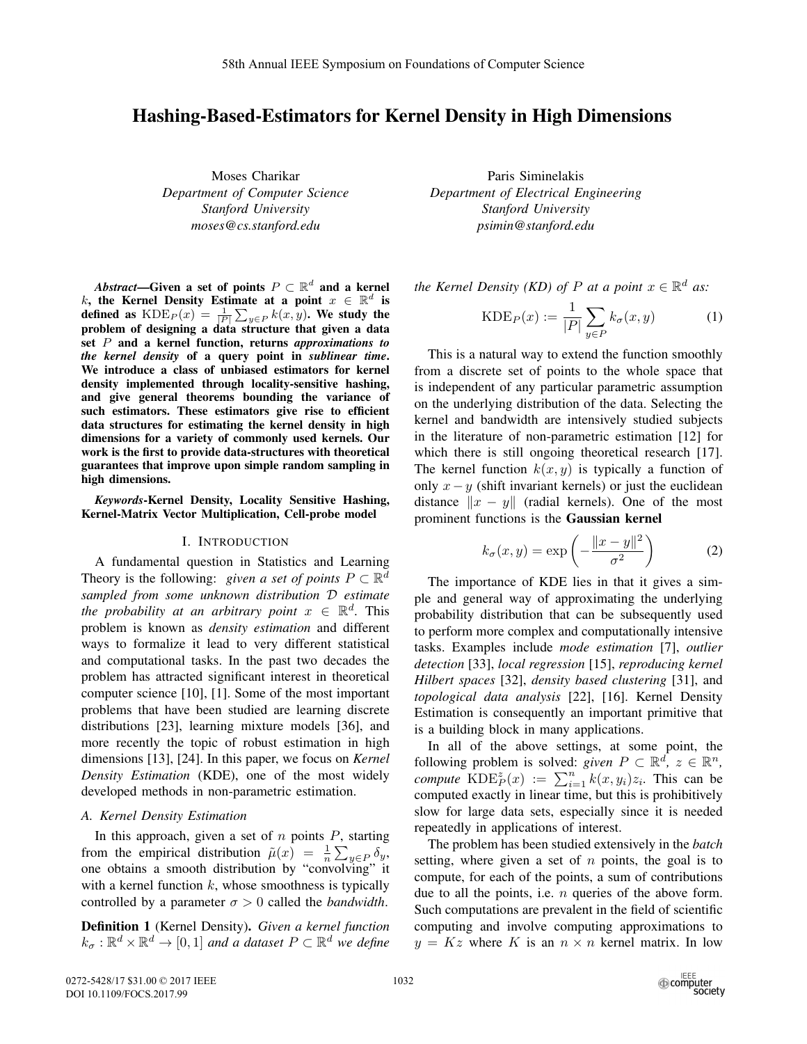# Hashing-Based-Estimators for Kernel Density in High Dimensions

Moses Charikar
*Department of Computer Science*
*Stanford University*
*moses@cs.stanford.edu*

Paris Siminelakis
*Department of Electrical Engineering*
*Stanford University*
*psimin@stanford.edu*

***Abstract*—Given a set of points $P \subset \mathbb{R}^d$ and a kernel $k$, the Kernel Density Estimate at a point $x \in \mathbb{R}^d$ is defined as $\mathrm{KDE}_P(x) = \frac{1}{|P|}\sum_{y\in P} k(x,y)$. We study the problem of designing a data structure that given a data set $P$ and a kernel function, returns *approximations to the kernel density* of a query point in *sublinear time*. We introduce a class of unbiased estimators for kernel density implemented through locality-sensitive hashing, and give general theorems bounding the variance of such estimators. These estimators give rise to efficient data structures for estimating the kernel density in high dimensions for a variety of commonly used kernels. Our work is the first to provide data-structures with theoretical guarantees that improve upon simple random sampling in high dimensions.**

***Keywords*-Kernel Density, Locality Sensitive Hashing, Kernel-Matrix Vector Multiplication, Cell-probe model**

## I. Introduction

A fundamental question in Statistics and Learning Theory is the following: *given a set of points $P \subset \mathbb{R}^d$ sampled from some unknown distribution $\mathcal{D}$ estimate the probability at an arbitrary point $x \in \mathbb{R}^d$*. This problem is known as *density estimation* and different ways to formalize it lead to very different statistical and computational tasks. In the past two decades the problem has attracted significant interest in theoretical computer science [10], [1]. Some of the most important problems that have been studied are learning discrete distributions [23], learning mixture models [36], and more recently the topic of robust estimation in high dimensions [13], [24]. In this paper, we focus on *Kernel Density Estimation* (KDE), one of the most widely developed methods in non-parametric estimation.

### A. Kernel Density Estimation

In this approach, given a set of $n$ points $P$, starting from the empirical distribution $\tilde{\mu}(x) = \frac{1}{n}\sum_{y\in P}\delta_y$, one obtains a smooth distribution by "convolving" it with a kernel function $k$, whose smoothness is typically controlled by a parameter $\sigma > 0$ called the *bandwidth*.

**Definition 1** (Kernel Density). *Given a kernel function $k_\sigma : \mathbb{R}^d \times \mathbb{R}^d \to [0,1]$ and a dataset $P \subset \mathbb{R}^d$ we define the Kernel Density (KD) of $P$ at a point $x \in \mathbb{R}^d$ as:*

$$\mathrm{KDE}_P(x) := \frac{1}{|P|}\sum_{y\in P} k_\sigma(x,y) \tag{1}$$

This is a natural way to extend the function smoothly from a discrete set of points to the whole space that is independent of any particular parametric assumption on the underlying distribution of the data. Selecting the kernel and bandwidth are intensively studied subjects in the literature of non-parametric estimation [12] for which there is still ongoing theoretical research [17]. The kernel function $k(x,y)$ is typically a function of only $x-y$ (shift invariant kernels) or just the euclidean distance $\|x-y\|$ (radial kernels). One of the most prominent functions is the **Gaussian kernel**

$$k_\sigma(x,y) = \exp\left(-\frac{\|x-y\|^2}{\sigma^2}\right) \tag{2}$$

The importance of KDE lies in that it gives a simple and general way of approximating the underlying probability distribution that can be subsequently used to perform more complex and computationally intensive tasks. Examples include *mode estimation* [7], *outlier detection* [33], *local regression* [15], *reproducing kernel Hilbert spaces* [32], *density based clustering* [31], and *topological data analysis* [22], [16]. Kernel Density Estimation is consequently an important primitive that is a building block in many applications.

In all of the above settings, at some point, the following problem is solved: *given $P \subset \mathbb{R}^d$, $z \in \mathbb{R}^n$, compute $\mathrm{KDE}_P^z(x) := \sum_{i=1}^n k(x,y_i)z_i$*. This can be computed exactly in linear time, but this is prohibitively slow for large data sets, especially since it is needed repeatedly in applications of interest.

The problem has been studied extensively in the *batch* setting, where given a set of $n$ points, the goal is to compute, for each of the points, a sum of contributions due to all the points, i.e. $n$ queries of the above form. Such computations are prevalent in the field of scientific computing and involve computing approximations to $y = Kz$ where $K$ is an $n \times n$ kernel matrix. In low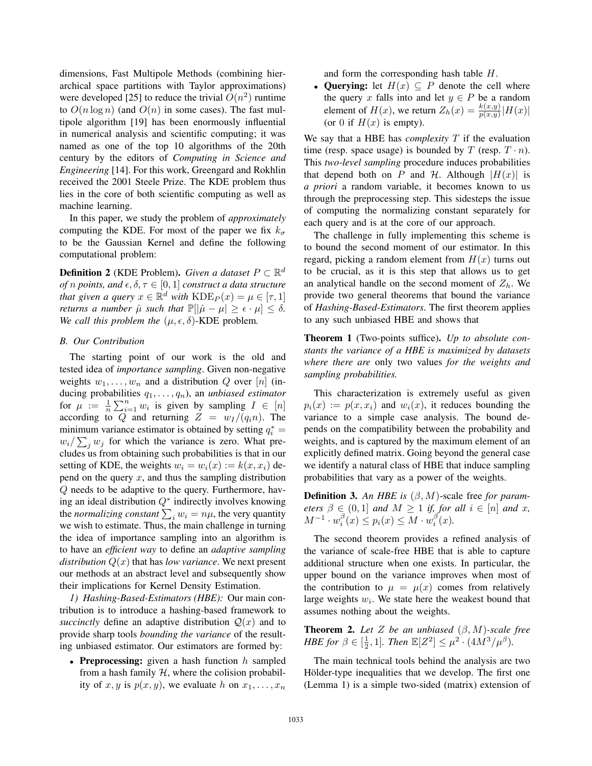dimensions, Fast Multipole Methods (combining hierarchical space partitions with Taylor approximations) were developed [25] to reduce the trivial $O(n^2)$ runtime to $O(n \log n)$ (and $O(n)$ in some cases). The fast multipole algorithm [19] has been enormously influential in numerical analysis and scientific computing; it was named as one of the top 10 algorithms of the 20th century by the editors of *Computing in Science and Engineering* [14]. For this work, Greengard and Rokhlin received the 2001 Steele Prize. The KDE problem thus lies in the core of both scientific computing as well as machine learning.

In this paper, we study the problem of *approximately* computing the KDE. For most of the paper we fix $k_\sigma$ to be the Gaussian Kernel and define the following computational problem:

**Definition 2** (KDE Problem). *Given a dataset $P \subset \mathbb{R}^d$ of $n$ points, and $\epsilon, \delta, \tau \in [0,1]$ construct a data structure that given a query $x \in \mathbb{R}^d$ with $\mathrm{KDE}_P(x) = \mu \in [\tau, 1]$ returns a number $\hat{\mu}$ such that $\mathbb{P}[|\hat{\mu} - \mu| \geq \epsilon \cdot \mu] \leq \delta$. We call this problem the $(\mu, \epsilon, \delta)$-KDE problem.*

### B. Our Contribution

The starting point of our work is the old and tested idea of *importance sampling*. Given non-negative weights $w_1, \ldots, w_n$ and a distribution $Q$ over $[n]$ (inducing probabilities $q_1, \ldots, q_n$), an *unbiased estimator* for $\mu := \frac{1}{n}\sum_{i=1}^n w_i$ is given by sampling $I \in [n]$ according to $Q$ and returning $Z = w_I/(q_I n)$. The minimum variance estimator is obtained by setting $q_i^* = w_i/\sum_j w_j$ for which the variance is zero. What precludes us from obtaining such probabilities is that in our setting of KDE, the weights $w_i = w_i(x) := k(x, x_i)$ depend on the query $x$, and thus the sampling distribution $Q$ needs to be adaptive to the query. Furthermore, having an ideal distribution $Q^*$ indirectly involves knowing the *normalizing constant* $\sum_i w_i = n\mu$, the very quantity we wish to estimate. Thus, the main challenge in turning the idea of importance sampling into an algorithm is to have an *efficient way* to define an *adaptive sampling distribution* $Q(x)$ that has *low variance*. We next present our methods at an abstract level and subsequently show their implications for Kernel Density Estimation.

*1) Hashing-Based-Estimators (HBE):* Our main contribution is to introduce a hashing-based framework to *succinctly* define an adaptive distribution $\mathcal{Q}(x)$ and to provide sharp tools *bounding the variance* of the resulting unbiased estimator. Our estimators are formed by:

- **Preprocessing:** given a hash function $h$ sampled from a hash family $\mathcal{H}$, where the colision probability of $x, y$ is $p(x, y)$, we evaluate $h$ on $x_1, \ldots, x_n$ and form the corresponding hash table $H$.
- **Querying:** let $H(x) \subseteq P$ denote the cell where the query $x$ falls into and let $y \in P$ be a random element of $H(x)$, we return $Z_h(x) = \frac{k(x,y)}{p(x,y)}|H(x)|$ (or 0 if $H(x)$ is empty).

We say that a HBE has *complexity* $T$ if the evaluation time (resp. space usage) is bounded by $T$ (resp. $T \cdot n$). This *two-level sampling* procedure induces probabilities that depend both on $P$ and $\mathcal{H}$. Although $|H(x)|$ is *a priori* a random variable, it becomes known to us through the preprocessing step. This sidesteps the issue of computing the normalizing constant separately for each query and is at the core of our approach.

The challenge in fully implementing this scheme is to bound the second moment of our estimator. In this regard, picking a random element from $H(x)$ turns out to be crucial, as it is this step that allows us to get an analytical handle on the second moment of $Z_h$. We provide two general theorems that bound the variance of *Hashing-Based-Estimators*. The first theorem applies to any such unbiased HBE and shows that

**Theorem 1** (Two-points suffice). *Up to absolute constants the variance of a HBE is maximized by datasets where there are* only two values *for the weights and sampling probabilities.*

This characterization is extremely useful as given $p_i(x) := p(x, x_i)$ and $w_i(x)$, it reduces bounding the variance to a simple case analysis. The bound depends on the compatibility between the probability and weights, and is captured by the maximum element of an explicitly defined matrix. Going beyond the general case we identify a natural class of HBE that induce sampling probabilities that vary as a power of the weights.

**Definition 3.** *An HBE is $(\beta, M)$-scale free for parameters $\beta \in (0, 1]$ and $M \geq 1$ if, for all $i \in [n]$ and $x$, $M^{-1} \cdot w_i^\beta(x) \leq p_i(x) \leq M \cdot w_i^\beta(x)$.*

The second theorem provides a refined analysis of the variance of scale-free HBE that is able to capture additional structure when one exists. In particular, the upper bound on the variance improves when most of the contribution to $\mu = \mu(x)$ comes from relatively large weights $w_i$. We state here the weakest bound that assumes nothing about the weights.

**Theorem 2.** *Let $Z$ be an unbiased $(\beta, M)$-scale free HBE for $\beta \in [\frac{1}{2}, 1]$. Then $\mathbb{E}[Z^2] \leq \mu^2 \cdot (4M^3/\mu^\beta)$.*

The main technical tools behind the analysis are two Hölder-type inequalities that we develop. The first one (Lemma 1) is a simple two-sided (matrix) extension of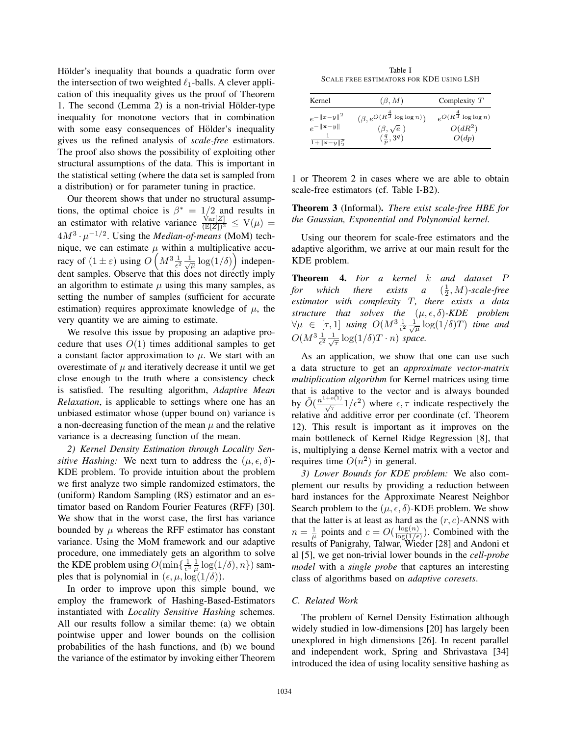Hölder's inequality that bounds a quadratic form over the intersection of two weighted $\ell_1$-balls. A clever application of this inequality gives us the proof of Theorem 1. The second (Lemma 2) is a non-trivial Hölder-type inequality for monotone vectors that in combination with some easy consequences of Hölder's inequality gives us the refined analysis of *scale-free* estimators. The proof also shows the possibility of exploiting other structural assumptions of the data. This is important in the statistical setting (where the data set is sampled from a distribution) or for parameter tuning in practice.

Our theorem shows that under no structural assumptions, the optimal choice is $\beta^* = 1/2$ and results in an estimator with relative variance $\frac{\mathrm{Var}[Z]}{(\mathbb{E}[Z])^2} \leq \mathrm{V}(\mu) = 4M^3 \cdot \mu^{-1/2}$. Using the *Median-of-means* (MoM) technique, we can estimate $\mu$ within a multiplicative accuracy of $(1 \pm \varepsilon)$ using $O\left(M^3 \frac{1}{\epsilon^2}\frac{1}{\sqrt{\mu}}\log(1/\delta)\right)$ independent samples. Observe that this does not directly imply an algorithm to estimate $\mu$ using this many samples, as setting the number of samples (sufficient for accurate estimation) requires approximate knowledge of $\mu$, the very quantity we are aiming to estimate.

We resolve this issue by proposing an adaptive procedure that uses $O(1)$ times additional samples to get a constant factor approximation to $\mu$. We start with an overestimate of $\mu$ and iteratively decrease it until we get close enough to the truth where a consistency check is satisfied. The resulting algorithm, *Adaptive Mean Relaxation*, is applicable to settings where one has an unbiased estimator whose (upper bound on) variance is a non-decreasing function of the mean $\mu$ and the relative variance is a decreasing function of the mean.

*2) Kernel Density Estimation through Locality Sensitive Hashing:* We next turn to address the $(\mu, \epsilon, \delta)$-KDE problem. To provide intuition about the problem we first analyze two simple randomized estimators, the (uniform) Random Sampling (RS) estimator and an estimator based on Random Fourier Features (RFF) [30]. We show that in the worst case, the first has variance bounded by $\mu$ whereas the RFF estimator has constant variance. Using the MoM framework and our adaptive procedure, one immediately gets an algorithm to solve the KDE problem using $O(\min\{\frac{1}{\epsilon^2}\frac{1}{\mu}\log(1/\delta), n\})$ samples that is polynomial in $(\epsilon, \mu, \log(1/\delta))$.

In order to improve upon this simple bound, we employ the framework of Hashing-Based-Estimators instantiated with *Locality Sensitive Hashing* schemes. All our results follow a similar theme: (a) we obtain pointwise upper and lower bounds on the collision probabilities of the hash functions, and (b) we bound the variance of the estimator by invoking either Theorem 1 or Theorem 2 in cases where we are able to obtain scale-free estimators (cf. Table I-B2).

Table I
SCALE FREE ESTIMATORS FOR KDE USING LSH

| Kernel | $(\beta, M)$ | Complexity $T$ |
|---|---|---|
| $e^{-\|x-y\|^2}$ | $(\beta, e^{O(R^{\frac{4}{3}}\log\log n)})$ | $e^{O(R^{\frac{4}{3}}\log\log n)}$ |
| $e^{-\|\mathbf{x}-y\|}$ | $(\beta, \sqrt{e})$ | $O(dR^2)$ |
| $\frac{1}{1+\|\mathbf{x}-y\|_2^p}$ | $(\frac{q}{p}, 3^q)$ | $O(dp)$ |

**Theorem 3** (Informal)**.** *There exist scale-free HBE for the Gaussian, Exponential and Polynomial kernel.*

Using our theorem for scale-free estimators and the adaptive algorithm, we arrive at our main result for the KDE problem.

**Theorem 4.** *For a kernel $k$ and dataset $P$ for which there exists a $(\frac{1}{2}, M)$-scale-free estimator with complexity $T$, there exists a data structure that solves the $(\mu, \epsilon, \delta)$-KDE problem $\forall \mu \in [\tau, 1]$ using $O(M^3\frac{1}{\epsilon^2}\frac{1}{\sqrt{\mu}}\log(1/\delta)T)$ time and $O(M^3\frac{1}{\epsilon^2}\frac{1}{\sqrt{\tau}}\log(1/\delta)T \cdot n)$ space.*

As an application, we show that one can use such a data structure to get an *approximate vector-matrix multiplication algorithm* for Kernel matrices using time that is adaptive to the vector and is always bounded by $\tilde{O}(\frac{n^{1+o(1)}}{\sqrt{\tau}}1/\epsilon^2)$ where $\epsilon, \tau$ indicate respectively the relative and additive error per coordinate (cf. Theorem 12). This result is important as it improves on the main bottleneck of Kernel Ridge Regression [8], that is, multiplying a dense Kernel matrix with a vector and requires time $O(n^2)$ in general.

*3) Lower Bounds for KDE problem:* We also complement our results by providing a reduction between hard instances for the Approximate Nearest Neighbor Search problem to the $(\mu, \epsilon, \delta)$-KDE problem. We show that the latter is at least as hard as the $(r, c)$-ANNS with $n = \frac{1}{\mu}$ points and $c = O(\frac{\log(n)}{\log(1/\epsilon)})$. Combined with the results of Panigrahy, Talwar, Wieder [28] and Andoni et al [5], we get non-trivial lower bounds in the *cell-probe model* with a *single probe* that captures an interesting class of algorithms based on *adaptive coresets*.

### *C. Related Work*

The problem of Kernel Density Estimation although widely studied in low-dimensions [20] has largely been unexplored in high dimensions [26]. In recent parallel and independent work, Spring and Shrivastava [34] introduced the idea of using locality sensitive hashing as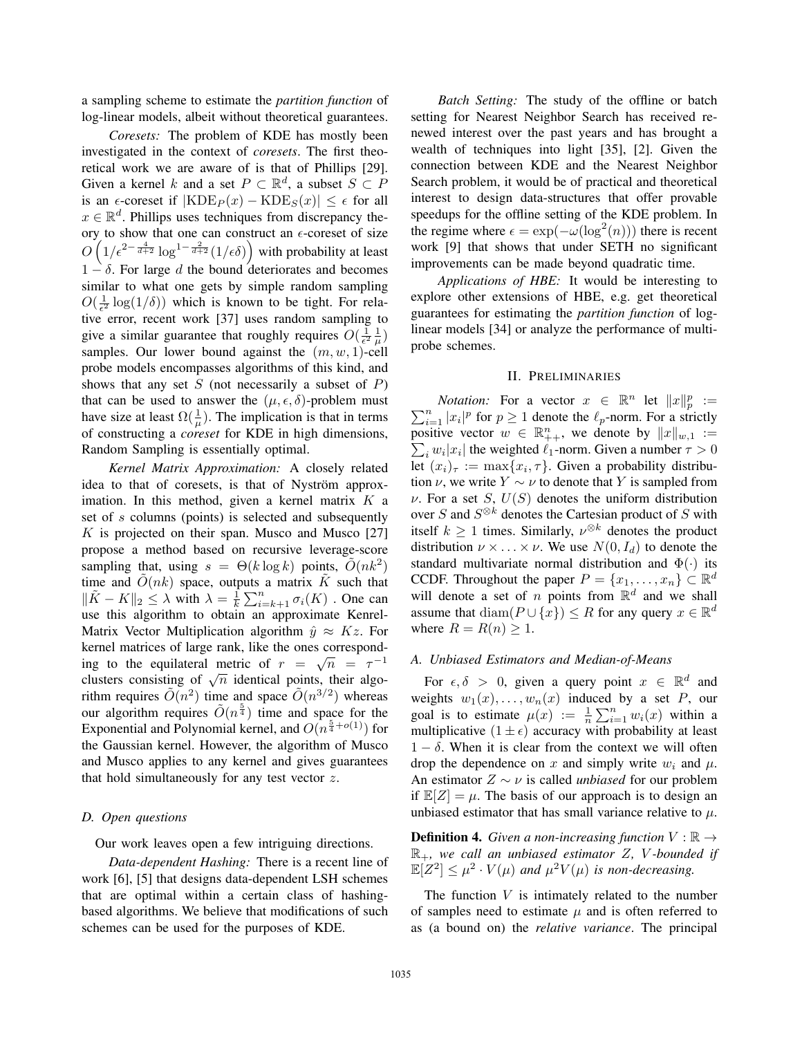a sampling scheme to estimate the *partition function* of log-linear models, albeit without theoretical guarantees.

*Coresets:* The problem of KDE has mostly been investigated in the context of *coresets*. The first theoretical work we are aware of is that of Phillips [29]. Given a kernel $k$ and a set $P \subset \mathbb{R}^d$, a subset $S \subset P$ is an $\epsilon$-coreset if $|\mathrm{KDE}_P(x) - \mathrm{KDE}_S(x)| \leq \epsilon$ for all $x \in \mathbb{R}^d$. Phillips uses techniques from discrepancy theory to show that one can construct an $\epsilon$-coreset of size $O\left(1/\epsilon^{2-\frac{4}{d+2}} \log^{1-\frac{2}{d+2}}(1/\epsilon\delta)\right)$ with probability at least $1-\delta$. For large $d$ the bound deteriorates and becomes similar to what one gets by simple random sampling $O(\frac{1}{\epsilon^2}\log(1/\delta))$ which is known to be tight. For relative error, recent work [37] uses random sampling to give a similar guarantee that roughly requires $O(\frac{1}{\epsilon^2}\frac{1}{\mu})$ samples. Our lower bound against the $(m, w, 1)$-cell probe models encompasses algorithms of this kind, and shows that any set $S$ (not necessarily a subset of $P$) that can be used to answer the $(\mu, \epsilon, \delta)$-problem must have size at least $\Omega(\frac{1}{\mu})$. The implication is that in terms of constructing a *coreset* for KDE in high dimensions, Random Sampling is essentially optimal.

*Kernel Matrix Approximation:* A closely related idea to that of coresets, is that of Nyström approximation. In this method, given a kernel matrix $K$ a set of $s$ columns (points) is selected and subsequently $K$ is projected on their span. Musco and Musco [27] propose a method based on recursive leverage-score sampling that, using $s = \Theta(k \log k)$ points, $\tilde{O}(nk^2)$ time and $\tilde{O}(nk)$ space, outputs a matrix $\tilde{K}$ such that $\|\tilde{K} - K\|_2 \leq \lambda$ with $\lambda = \frac{1}{k}\sum_{i=k+1}^{n}\sigma_i(K)$ . One can use this algorithm to obtain an approximate Kenrel-Matrix Vector Multiplication algorithm $\hat{y} \approx Kz$. For kernel matrices of large rank, like the ones corresponding to the equilateral metric of $r = \sqrt{n} = \tau^{-1}$ clusters consisting of $\sqrt{n}$ identical points, their algorithm requires $\tilde{O}(n^2)$ time and space $\tilde{O}(n^{3/2})$ whereas our algorithm requires $\tilde{O}(n^{\frac{5}{4}})$ time and space for the Exponential and Polynomial kernel, and $O(n^{\frac{5}{4}+o(1)})$ for the Gaussian kernel. However, the algorithm of Musco and Musco applies to any kernel and gives guarantees that hold simultaneously for any test vector $z$.

### D. Open questions

Our work leaves open a few intriguing directions.

*Data-dependent Hashing:* There is a recent line of work [6], [5] that designs data-dependent LSH schemes that are optimal within a certain class of hashing-based algorithms. We believe that modifications of such schemes can be used for the purposes of KDE.

*Batch Setting:* The study of the offline or batch setting for Nearest Neighbor Search has received renewed interest over the past years and has brought a wealth of techniques into light [35], [2]. Given the connection between KDE and the Nearest Neighbor Search problem, it would be of practical and theoretical interest to design data-structures that offer provable speedups for the offline setting of the KDE problem. In the regime where $\epsilon = \exp(-\omega(\log^2(n)))$ there is recent work [9] that shows that under SETH no significant improvements can be made beyond quadratic time.

*Applications of HBE:* It would be interesting to explore other extensions of HBE, e.g. get theoretical guarantees for estimating the *partition function* of log-linear models [34] or analyze the performance of multi-probe schemes.

## II. Preliminaries

*Notation:* For a vector $x \in \mathbb{R}^n$ let $\|x\|_p^p := \sum_{i=1}^n |x_i|^p$ for $p \geq 1$ denote the $\ell_p$-norm. For a strictly positive vector $w \in \mathbb{R}^n_{++}$, we denote by $\|x\|_{w,1} := \sum_i w_i|x_i|$ the weighted $\ell_1$-norm. Given a number $\tau > 0$ let $(x_i)_\tau := \max\{x_i, \tau\}$. Given a probability distribution $\nu$, we write $Y \sim \nu$ to denote that $Y$ is sampled from $\nu$. For a set $S$, $U(S)$ denotes the uniform distribution over $S$ and $S^{\otimes k}$ denotes the Cartesian product of $S$ with itself $k \geq 1$ times. Similarly, $\nu^{\otimes k}$ denotes the product distribution $\nu \times \ldots \times \nu$. We use $N(0, I_d)$ to denote the standard multivariate normal distribution and $\Phi(\cdot)$ its CCDF. Throughout the paper $P = \{x_1, \ldots, x_n\} \subset \mathbb{R}^d$ will denote a set of $n$ points from $\mathbb{R}^d$ and we shall assume that $\mathrm{diam}(P \cup \{x\}) \leq R$ for any query $x \in \mathbb{R}^d$ where $R = R(n) \geq 1$.

### A. Unbiased Estimators and Median-of-Means

For $\epsilon, \delta > 0$, given a query point $x \in \mathbb{R}^d$ and weights $w_1(x), \ldots, w_n(x)$ induced by a set $P$, our goal is to estimate $\mu(x) := \frac{1}{n}\sum_{i=1}^n w_i(x)$ within a multiplicative $(1 \pm \epsilon)$ accuracy with probability at least $1 - \delta$. When it is clear from the context we will often drop the dependence on $x$ and simply write $w_i$ and $\mu$. An estimator $Z \sim \nu$ is called *unbiased* for our problem if $\mathbb{E}[Z] = \mu$. The basis of our approach is to design an unbiased estimator that has small variance relative to $\mu$.

**Definition 4.** *Given a non-increasing function $V : \mathbb{R} \to \mathbb{R}_+$, we call an unbiased estimator $Z$, $V$-bounded if $\mathbb{E}[Z^2] \leq \mu^2 \cdot V(\mu)$ and $\mu^2 V(\mu)$ is non-decreasing.*

The function $V$ is intimately related to the number of samples need to estimate $\mu$ and is often referred to as (a bound on) the *relative variance*. The principal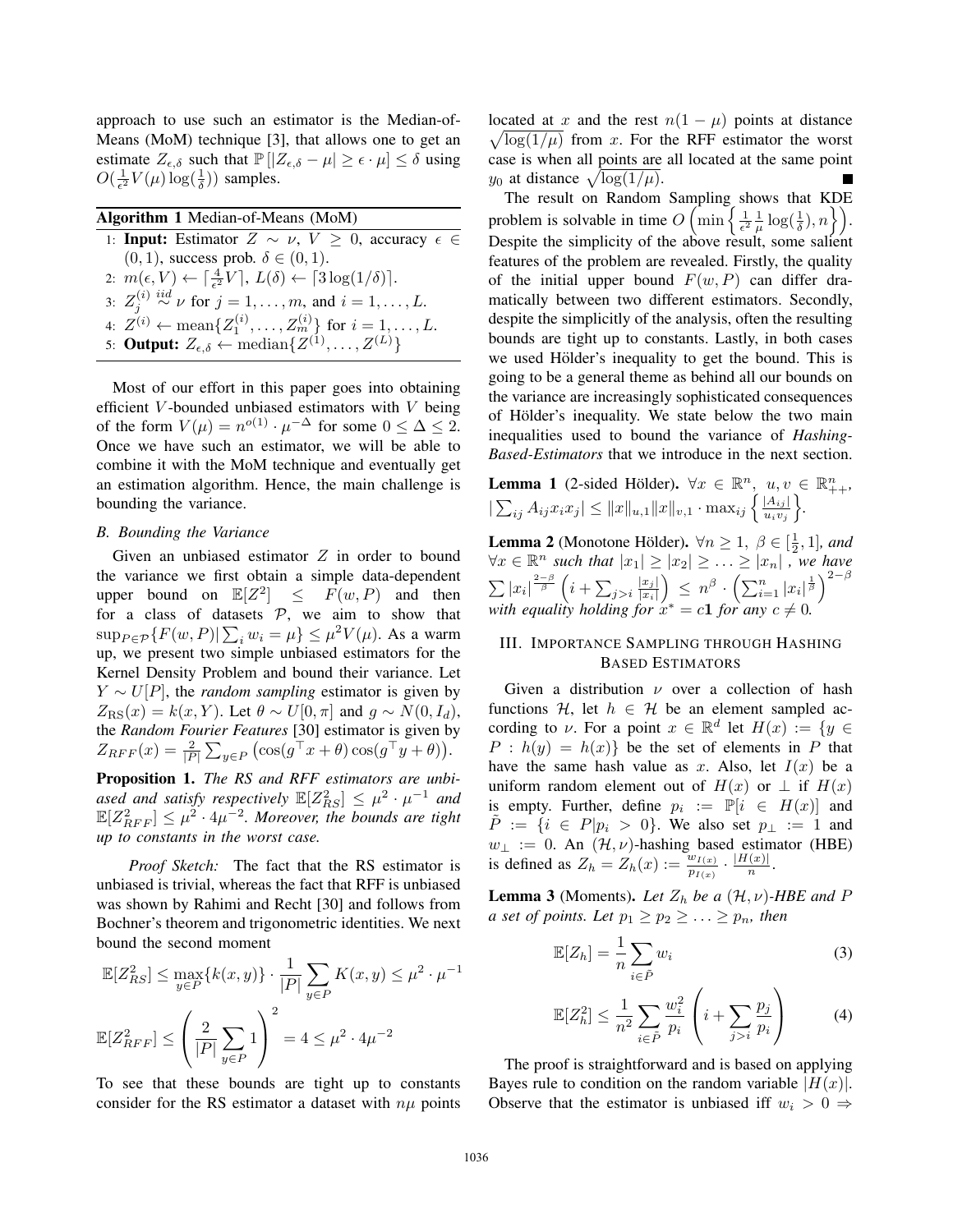approach to use such an estimator is the Median-of-Means (MoM) technique [3], that allows one to get an estimate $Z_{\epsilon,\delta}$ such that $\mathbb{P}\left[|Z_{\epsilon,\delta} - \mu| \geq \epsilon \cdot \mu\right] \leq \delta$ using $O(\frac{1}{\epsilon^2} V(\mu) \log(\frac{1}{\delta}))$ samples.

**Algorithm 1** Median-of-Means (MoM)

1: **Input:** Estimator $Z \sim \nu$, $V \geq 0$, accuracy $\epsilon \in (0,1)$, success prob. $\delta \in (0,1)$.
2: $m(\epsilon, V) \leftarrow \lceil \frac{4}{\epsilon^2} V \rceil$, $L(\delta) \leftarrow \lceil 3 \log(1/\delta) \rceil$.
3: $Z_j^{(i)} \overset{iid}{\sim} \nu$ for $j = 1, \ldots, m$, and $i = 1, \ldots, L$.
4: $Z^{(i)} \leftarrow \text{mean}\{Z_1^{(i)}, \ldots, Z_m^{(i)}\}$ for $i = 1, \ldots, L$.
5: **Output:** $Z_{\epsilon,\delta} \leftarrow \text{median}\{Z^{(1)}, \ldots, Z^{(L)}\}$

Most of our effort in this paper goes into obtaining efficient $V$-bounded unbiased estimators with $V$ being of the form $V(\mu) = n^{o(1)} \cdot \mu^{-\Delta}$ for some $0 \leq \Delta \leq 2$. Once we have such an estimator, we will be able to combine it with the MoM technique and eventually get an estimation algorithm. Hence, the main challenge is bounding the variance.

### B. Bounding the Variance

Given an unbiased estimator $Z$ in order to bound the variance we first obtain a simple data-dependent upper bound on $\mathbb{E}[Z^2] \leq F(w,P)$ and then for a class of datasets $\mathcal{P}$, we aim to show that $\sup_{P \in \mathcal{P}} \{F(w,P) | \sum_i w_i = \mu\} \leq \mu^2 V(\mu)$. As a warm up, we present two simple unbiased estimators for the Kernel Density Problem and bound their variance. Let $Y \sim U[P]$, the *random sampling* estimator is given by $Z_{\text{RS}}(x) = k(x,Y)$. Let $\theta \sim U[0,\pi]$ and $g \sim N(0, I_d)$, the *Random Fourier Features* [30] estimator is given by $Z_{RFF}(x) = \frac{2}{|P|} \sum_{y \in P} \left( \cos(g^\top x + \theta) \cos(g^\top y + \theta) \right)$.

**Proposition 1.** *The RS and RFF estimators are unbiased and satisfy respectively* $\mathbb{E}[Z_{RS}^2] \leq \mu^2 \cdot \mu^{-1}$ *and* $\mathbb{E}[Z_{RFF}^2] \leq \mu^2 \cdot 4\mu^{-2}$. *Moreover, the bounds are tight up to constants in the worst case.*

*Proof Sketch:* The fact that the RS estimator is unbiased is trivial, whereas the fact that RFF is unbiased was shown by Rahimi and Recht [30] and follows from Bochner's theorem and trigonometric identities. We next bound the second moment

$$\mathbb{E}[Z_{RS}^2] \leq \max_{y \in P} \{k(x,y)\} \cdot \frac{1}{|P|} \sum_{y \in P} K(x,y) \leq \mu^2 \cdot \mu^{-1}$$

$$\mathbb{E}[Z_{RFF}^2] \leq \left( \frac{2}{|P|} \sum_{y \in P} 1 \right)^2 = 4 \leq \mu^2 \cdot 4\mu^{-2}$$

To see that these bounds are tight up to constants consider for the RS estimator a dataset with $n\mu$ points located at $x$ and the rest $n(1-\mu)$ points at distance $\sqrt{\log(1/\mu)}$ from $x$. For the RFF estimator the worst case is when all points are all located at the same point $y_0$ at distance $\sqrt{\log(1/\mu)}$. ∎

The result on Random Sampling shows that KDE problem is solvable in time $O\left(\min\left\{\frac{1}{\epsilon^2} \frac{1}{\mu} \log(\frac{1}{\delta}), n\right\}\right)$. Despite the simplicity of the above result, some salient features of the problem are revealed. Firstly, the quality of the initial upper bound $F(w,P)$ can differ dramatically between two different estimators. Secondly, despite the simplicitly of the analysis, often the resulting bounds are tight up to constants. Lastly, in both cases we used Hölder's inequality to get the bound. This is going to be a general theme as behind all our bounds on the variance are increasingly sophisticated consequences of Hölder's inequality. We state below the two main inequalities used to bound the variance of *Hashing-Based-Estimators* that we introduce in the next section.

**Lemma 1** (2-sided Hölder). $\forall x \in \mathbb{R}^n$, $u, v \in \mathbb{R}^n_{++}$, $|\sum_{ij} A_{ij} x_i x_j| \leq \|x\|_{u,1} \|x\|_{v,1} \cdot \max_{ij} \left\{ \frac{|A_{ij}|}{u_i v_j} \right\}$.

**Lemma 2** (Monotone Hölder). $\forall n \geq 1$, $\beta \in [\frac{1}{2}, 1]$, *and* $\forall x \in \mathbb{R}^n$ *such that* $|x_1| \geq |x_2| \geq \ldots \geq |x_n|$ *, we have* $\sum |x_i|^{\frac{2-\beta}{\beta}} \left( i + \sum_{j>i} \frac{|x_j|}{|x_i|} \right) \leq n^\beta \cdot \left( \sum_{i=1}^n |x_i|^{\frac{1}{\beta}} \right)^{2-\beta}$ *with equality holding for* $x^* = c\mathbf{1}$ *for any* $c \neq 0$.

## III. Importance Sampling through Hashing Based Estimators

Given a distribution $\nu$ over a collection of hash functions $\mathcal{H}$, let $h \in \mathcal{H}$ be an element sampled according to $\nu$. For a point $x \in \mathbb{R}^d$ let $H(x) := \{y \in P : h(y) = h(x)\}$ be the set of elements in $P$ that have the same hash value as $x$. Also, let $I(x)$ be a uniform random element out of $H(x)$ or $\perp$ if $H(x)$ is empty. Further, define $p_i := \mathbb{P}[i \in H(x)]$ and $\tilde{P} := \{i \in P | p_i > 0\}$. We also set $p_\perp := 1$ and $w_\perp := 0$. An $(\mathcal{H}, \nu)$-hashing based estimator (HBE) is defined as $Z_h = Z_h(x) := \frac{w_{I(x)}}{p_{I(x)}} \cdot \frac{|H(x)|}{n}$.

**Lemma 3** (Moments). *Let $Z_h$ be a $(\mathcal{H}, \nu)$-HBE and $P$ a set of points. Let $p_1 \geq p_2 \geq \ldots \geq p_n$, then*

$$\mathbb{E}[Z_h] = \frac{1}{n} \sum_{i \in \tilde{P}} w_i \tag{3}$$

$$\mathbb{E}[Z_h^2] \leq \frac{1}{n^2} \sum_{i \in \tilde{P}} \frac{w_i^2}{p_i} \left( i + \sum_{j>i} \frac{p_j}{p_i} \right) \tag{4}$$

The proof is straightforward and is based on applying Bayes rule to condition on the random variable $|H(x)|$. Observe that the estimator is unbiased iff $w_i > 0 \Rightarrow$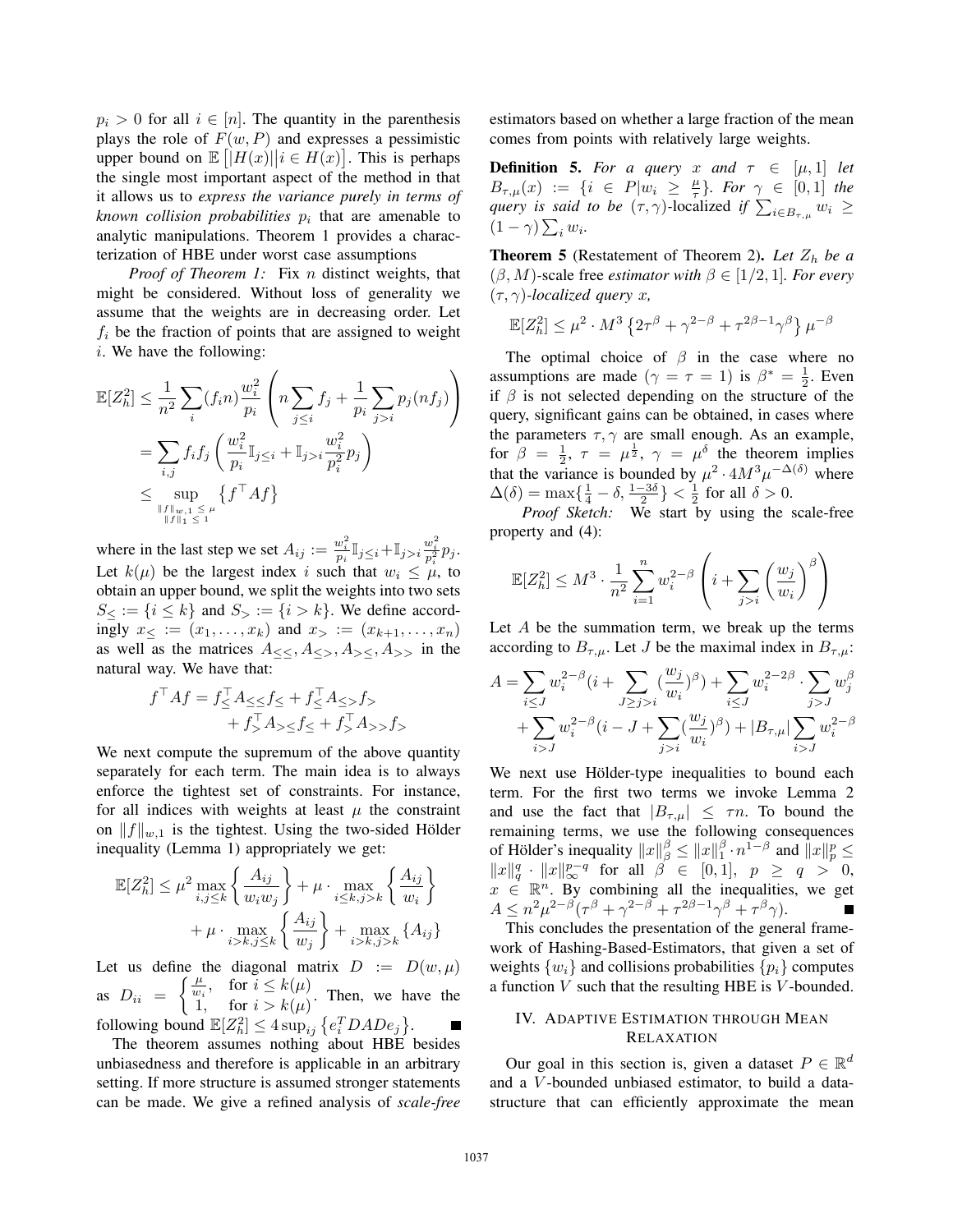$p_i > 0$ for all $i \in [n]$. The quantity in the parenthesis plays the role of $F(w, P)$ and expresses a pessimistic upper bound on $\mathbb{E}\left[|H(x)| | i \in H(x)\right]$. This is perhaps the single most important aspect of the method in that it allows us to *express the variance purely in terms of known collision probabilities* $p_i$ that are amenable to analytic manipulations. Theorem 1 provides a characterization of HBE under worst case assumptions

*Proof of Theorem 1:* Fix $n$ distinct weights, that might be considered. Without loss of generality we assume that the weights are in decreasing order. Let $f_i$ be the fraction of points that are assigned to weight $i$. We have the following:

$$\begin{aligned}\mathbb{E}[Z_h^2] &\leq \frac{1}{n^2}\sum_i (f_i n)\frac{w_i^2}{p_i}\left(n\sum_{j\leq i} f_j + \frac{1}{p_i}\sum_{j>i} p_j(nf_j)\right) \\ &= \sum_{i,j} f_i f_j \left(\frac{w_i^2}{p_i}\mathbb{I}_{j\leq i} + \mathbb{I}_{j>i}\frac{w_i^2}{p_i^2}p_j\right) \\ &\leq \sup_{\substack{\|f\|_{w,1}\leq \mu \\ \|f\|_1 \leq 1}} \left\{f^\top A f\right\}\end{aligned}$$

where in the last step we set $A_{ij} := \frac{w_i^2}{p_i}\mathbb{I}_{j\leq i} + \mathbb{I}_{j>i}\frac{w_i^2}{p_i^2}p_j$. Let $k(\mu)$ be the largest index $i$ such that $w_i \leq \mu$, to obtain an upper bound, we split the weights into two sets $S_\leq := \{i \leq k\}$ and $S_> := \{i > k\}$. We define accordingly $x_\leq := (x_1, \ldots, x_k)$ and $x_> := (x_{k+1}, \ldots, x_n)$ as well as the matrices $A_{\leq\leq}, A_{\leq>}, A_{>\leq}, A_{>>}$ in the natural way. We have that:

$$\begin{aligned}f^\top A f = f_\leq^\top A_{\leq\leq} f_\leq + f_\leq^\top A_{\leq>} f_> \\ + f_>^\top A_{>\leq} f_\leq + f_>^\top A_{>>} f_>\end{aligned}$$

We next compute the supremum of the above quantity separately for each term. The main idea is to always enforce the tightest set of constraints. For instance, for all indices with weights at least $\mu$ the constraint on $\|f\|_{w,1}$ is the tightest. Using the two-sided Hölder inequality (Lemma 1) appropriately we get:

$$\begin{aligned}\mathbb{E}[Z_h^2] \leq \mu^2 \max_{i,j\leq k}\left\{\frac{A_{ij}}{w_i w_j}\right\} + \mu \cdot \max_{i\leq k, j>k}\left\{\frac{A_{ij}}{w_i}\right\} \\ + \mu \cdot \max_{i>k, j\leq k}\left\{\frac{A_{ij}}{w_j}\right\} + \max_{i>k, j>k}\left\{A_{ij}\right\}\end{aligned}$$

Let us define the diagonal matrix $D := D(w, \mu)$ as $D_{ii} = \begin{cases}\frac{\mu}{w_i}, & \text{for } i \leq k(\mu) \\ 1, & \text{for } i > k(\mu)\end{cases}$. Then, we have the following bound $\mathbb{E}[Z_h^2] \leq 4\sup_{ij}\left\{e_i^T DADe_j\right\}$. ■

The theorem assumes nothing about HBE besides unbiasedness and therefore is applicable in an arbitrary setting. If more structure is assumed stronger statements can be made. We give a refined analysis of *scale-free* estimators based on whether a large fraction of the mean comes from points with relatively large weights.

**Definition 5.** *For a query $x$ and $\tau \in [\mu, 1]$ let $B_{\tau,\mu}(x) := \{i \in P | w_i \geq \frac{\mu}{\tau}\}$. For $\gamma \in [0, 1]$ the query is said to be* $(\tau, \gamma)$-localized *if $\sum_{i \in B_{\tau,\mu}} w_i \geq (1 - \gamma)\sum_i w_i$.*

**Theorem 5** (Restatement of Theorem 2)**.** *Let $Z_h$ be a $(\beta, M)$-scale free estimator with $\beta \in [1/2, 1]$. For every $(\tau, \gamma)$-localized query $x$,*

$$\mathbb{E}[Z_h^2] \leq \mu^2 \cdot M^3\left\{2\tau^\beta + \gamma^{2-\beta} + \tau^{2\beta-1}\gamma^\beta\right\}\mu^{-\beta}$$

The optimal choice of $\beta$ in the case where no assumptions are made ($\gamma = \tau = 1$) is $\beta^* = \frac{1}{2}$. Even if $\beta$ is not selected depending on the structure of the query, significant gains can be obtained, in cases where the parameters $\tau, \gamma$ are small enough. As an example, for $\beta = \frac{1}{2}$, $\tau = \mu^{\frac{1}{2}}$, $\gamma = \mu^\delta$ the theorem implies that the variance is bounded by $\mu^2 \cdot 4M^3\mu^{-\Delta(\delta)}$ where $\Delta(\delta) = \max\{\frac{1}{4} - \delta, \frac{1-3\delta}{2}\} < \frac{1}{2}$ for all $\delta > 0$.

*Proof Sketch:* We start by using the scale-free property and (4):

$$\mathbb{E}[Z_h^2] \leq M^3 \cdot \frac{1}{n^2}\sum_{i=1}^n w_i^{2-\beta}\left(i + \sum_{j>i}\left(\frac{w_j}{w_i}\right)^\beta\right)$$

Let $A$ be the summation term, we break up the terms according to $B_{\tau,\mu}$. Let $J$ be the maximal index in $B_{\tau,\mu}$:

$$\begin{aligned}A = \sum_{i\leq J} w_i^{2-\beta}(i + \sum_{J\geq j>i}(\frac{w_j}{w_i})^\beta) + \sum_{i\leq J} w_i^{2-2\beta}\cdot\sum_{j>J} w_j^\beta \\ + \sum_{i>J} w_i^{2-\beta}(i - J + \sum_{j>i}(\frac{w_j}{w_i})^\beta) + |B_{\tau,\mu}|\sum_{i>J} w_i^{2-\beta}\end{aligned}$$

We next use Hölder-type inequalities to bound each term. For the first two terms we invoke Lemma 2 and use the fact that $|B_{\tau,\mu}| \leq \tau n$. To bound the remaining terms, we use the following consequences of Hölder's inequality $\|x\|_\beta^\beta \leq \|x\|_1^\beta \cdot n^{1-\beta}$ and $\|x\|_p^p \leq \|x\|_q^q \cdot \|x\|_\infty^{p-q}$ for all $\beta \in [0, 1]$, $p \geq q > 0$, $x \in \mathbb{R}^n$. By combining all the inequalities, we get $A \leq n^2\mu^{2-\beta}(\tau^\beta + \gamma^{2-\beta} + \tau^{2\beta-1}\gamma^\beta + \tau^\beta\gamma)$. ■

This concludes the presentation of the general framework of Hashing-Based-Estimators, that given a set of weights $\{w_i\}$ and collisions probabilities $\{p_i\}$ computes a function $V$ such that the resulting HBE is $V$-bounded.

## IV. Adaptive Estimation through Mean Relaxation

Our goal in this section is, given a dataset $P \in \mathbb{R}^d$ and a $V$-bounded unbiased estimator, to build a data-structure that can efficiently approximate the mean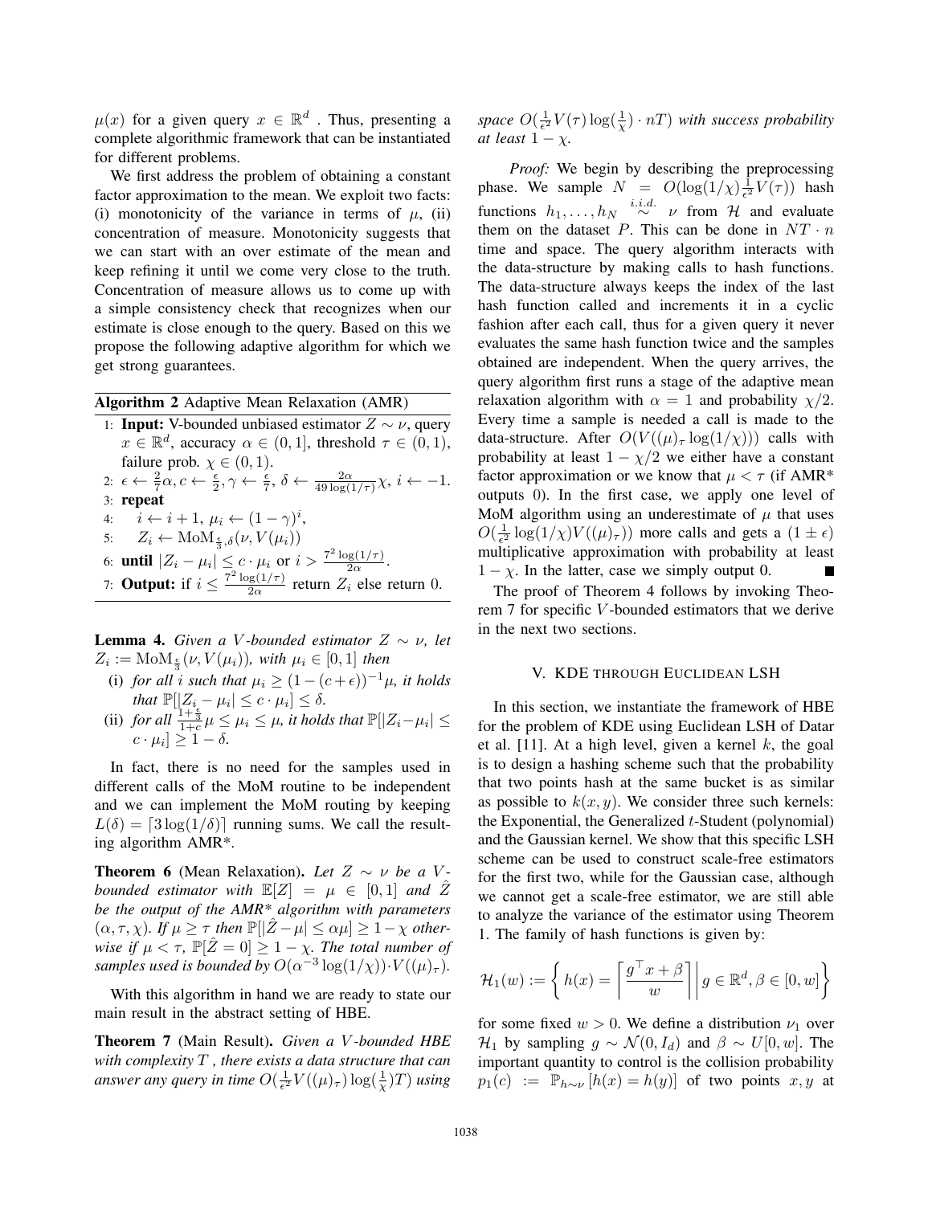$\mu(x)$ for a given query $x \in \mathbb{R}^d$ . Thus, presenting a complete algorithmic framework that can be instantiated for different problems.

We first address the problem of obtaining a constant factor approximation to the mean. We exploit two facts: (i) monotonicity of the variance in terms of $\mu$, (ii) concentration of measure. Monotonicity suggests that we can start with an over estimate of the mean and keep refining it until we come very close to the truth. Concentration of measure allows us to come up with a simple consistency check that recognizes when our estimate is close enough to the query. Based on this we propose the following adaptive algorithm for which we get strong guarantees.

**Algorithm 2** Adaptive Mean Relaxation (AMR)

1: **Input:** V-bounded unbiased estimator $Z \sim \nu$, query $x \in \mathbb{R}^d$, accuracy $\alpha \in (0, 1]$, threshold $\tau \in (0, 1)$, failure prob. $\chi \in (0, 1)$.
2: $\epsilon \leftarrow \frac{2}{7}\alpha, c \leftarrow \frac{\epsilon}{2}, \gamma \leftarrow \frac{\epsilon}{7}, \delta \leftarrow \frac{2\alpha}{49\log(1/\tau)}\chi, i \leftarrow -1$.
3: **repeat**
4: $\quad i \leftarrow i + 1, \mu_i \leftarrow (1 - \gamma)^i$,
5: $\quad Z_i \leftarrow \mathrm{MoM}_{\frac{\epsilon}{3},\delta}(\nu, V(\mu_i))$
6: **until** $|Z_i - \mu_i| \leq c \cdot \mu_i$ or $i > \frac{7^2\log(1/\tau)}{2\alpha}$.
7: **Output:** if $i \leq \frac{7^2\log(1/\tau)}{2\alpha}$ return $Z_i$ else return 0.

**Lemma 4.** *Given a $V$-bounded estimator $Z \sim \nu$, let $Z_i := \mathrm{MoM}_{\frac{\epsilon}{3}}(\nu, V(\mu_i))$, with $\mu_i \in [0, 1]$ then*

(i) *for all $i$ such that $\mu_i \geq (1-(c+\epsilon))^{-1}\mu$, it holds that $\mathbb{P}[|Z_i - \mu_i| \leq c \cdot \mu_i] \leq \delta$.*
(ii) *for all $\frac{1+\frac{\epsilon}{3}}{1+c}\mu \leq \mu_i \leq \mu$, it holds that $\mathbb{P}[|Z_i-\mu_i| \leq c \cdot \mu_i] \geq 1 - \delta$.*

In fact, there is no need for the samples used in different calls of the MoM routine to be independent and we can implement the MoM routing by keeping $L(\delta) = \lceil 3\log(1/\delta)\rceil$ running sums. We call the resulting algorithm AMR*.

**Theorem 6** (Mean Relaxation)**.** *Let $Z \sim \nu$ be a $V$-bounded estimator with $\mathbb{E}[Z] = \mu \in [0, 1]$ and $\hat{Z}$ be the output of the AMR* algorithm with parameters $(\alpha, \tau, \chi)$. If $\mu \geq \tau$ then $\mathbb{P}[|\hat{Z} - \mu| \leq \alpha\mu] \geq 1-\chi$ otherwise if $\mu < \tau$, $\mathbb{P}[\hat{Z} = 0] \geq 1 - \chi$. The total number of samples used is bounded by $O(\alpha^{-3}\log(1/\chi)) \cdot V((\mu)_\tau)$.*

With this algorithm in hand we are ready to state our main result in the abstract setting of HBE.

**Theorem 7** (Main Result)**.** *Given a $V$-bounded HBE with complexity $T$ , there exists a data structure that can answer any query in time $O(\frac{1}{\epsilon^2}V((\mu)_\tau)\log(\frac{1}{\chi})T)$ using space $O(\frac{1}{\epsilon^2}V(\tau)\log(\frac{1}{\chi}) \cdot nT)$ with success probability at least $1 - \chi$.*

*Proof:* We begin by describing the preprocessing phase. We sample $N = O(\log(1/\chi)\frac{1}{\epsilon^2}V(\tau))$ hash functions $h_1, \ldots, h_N \overset{i.i.d.}{\sim} \nu$ from $\mathcal{H}$ and evaluate them on the dataset $P$. This can be done in $NT \cdot n$ time and space. The query algorithm interacts with the data-structure by making calls to hash functions. The data-structure always keeps the index of the last hash function called and increments it in a cyclic fashion after each call, thus for a given query it never evaluates the same hash function twice and the samples obtained are independent. When the query arrives, the query algorithm first runs a stage of the adaptive mean relaxation algorithm with $\alpha = 1$ and probability $\chi/2$. Every time a sample is needed a call is made to the data-structure. After $O(V((\mu)_\tau\log(1/\chi)))$ calls with probability at least $1 - \chi/2$ we either have a constant factor approximation or we know that $\mu < \tau$ (if AMR* outputs 0). In the first case, we apply one level of MoM algorithm using an underestimate of $\mu$ that uses $O(\frac{1}{\epsilon^2}\log(1/\chi)V((\mu)_\tau))$ more calls and gets a $(1 \pm \epsilon)$ multiplicative approximation with probability at least $1 - \chi$. In the latter, case we simply output 0. ∎

The proof of Theorem 4 follows by invoking Theorem 7 for specific $V$-bounded estimators that we derive in the next two sections.

## V. KDE through Euclidean LSH

In this section, we instantiate the framework of HBE for the problem of KDE using Euclidean LSH of Datar et al. [11]. At a high level, given a kernel $k$, the goal is to design a hashing scheme such that the probability that two points hash at the same bucket is as similar as possible to $k(x, y)$. We consider three such kernels: the Exponential, the Generalized $t$-Student (polynomial) and the Gaussian kernel. We show that this specific LSH scheme can be used to construct scale-free estimators for the first two, while for the Gaussian case, although we cannot get a scale-free estimator, we are still able to analyze the variance of the estimator using Theorem 1. The family of hash functions is given by:

$$\mathcal{H}_1(w) := \left\{ h(x) = \left\lceil \frac{g^\top x + \beta}{w} \right\rceil \middle| g \in \mathbb{R}^d, \beta \in [0, w] \right\}$$

for some fixed $w > 0$. We define a distribution $\nu_1$ over $\mathcal{H}_1$ by sampling $g \sim \mathcal{N}(0, I_d)$ and $\beta \sim U[0, w]$. The important quantity to control is the collision probability $p_1(c) := \mathbb{P}_{h\sim\nu}[h(x) = h(y)]$ of two points $x, y$ at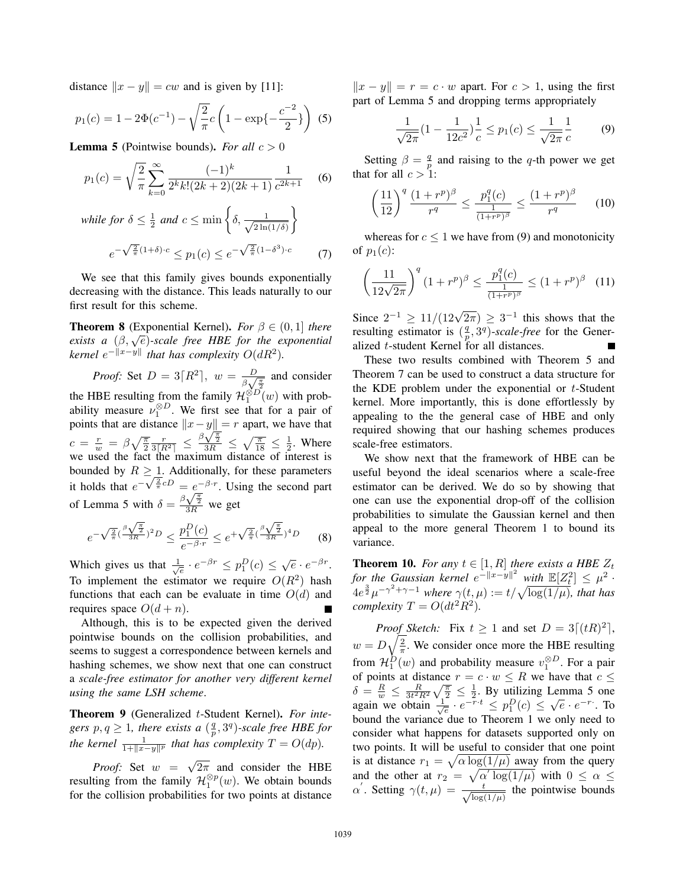distance $\|x - y\| = cw$ and is given by [11]:

$$p_1(c) = 1 - 2\Phi(c^{-1}) - \sqrt{\frac{2}{\pi}} c \left(1 - \exp\{-\frac{c^{-2}}{2}\}\right) \quad (5)$$

**Lemma 5** (Pointwise bounds). *For all $c > 0$*

$$p_1(c) = \sqrt{\frac{2}{\pi}} \sum_{k=0}^{\infty} \frac{(-1)^k}{2^k k!(2k+2)(2k+1)} \frac{1}{c^{2k+1}} \quad (6)$$

*while for $\delta \leq \frac{1}{2}$ and $c \leq \min\left\{\delta, \frac{1}{\sqrt{2\ln(1/\delta)}}\right\}$*

$$e^{-\sqrt{\frac{2}{\pi}}(1+\delta)\cdot c} \leq p_1(c) \leq e^{-\sqrt{\frac{2}{\pi}}(1-\delta^3)\cdot c} \quad (7)$$

We see that this family gives bounds exponentially decreasing with the distance. This leads naturally to our first result for this scheme.

**Theorem 8** (Exponential Kernel). *For $\beta \in (0, 1]$ there exists a $(\beta, \sqrt{e})$-scale free HBE for the exponential kernel $e^{-\|x-y\|}$ that has complexity $O(dR^2)$.*

*Proof:* Set $D = 3\lceil R^2 \rceil$, $w = \frac{D}{\beta\sqrt{\frac{\pi}{2}}}$ and consider the HBE resulting from the family $\mathcal{H}_1^{\otimes D}(w)$ with probability measure $\nu_1^{\otimes D}$. We first see that for a pair of points that are distance $\|x - y\| = r$ apart, we have that $c = \frac{r}{w} = \beta\sqrt{\frac{\pi}{2}} \frac{r}{3\lceil R^2 \rceil} \leq \frac{\beta\sqrt{\frac{\pi}{2}}}{3R} \leq \sqrt{\frac{\pi}{18}} \leq \frac{1}{2}$. Where we used the fact the maximum distance of interest is bounded by $R \geq 1$. Additionally, for these parameters it holds that $e^{-\sqrt{\frac{2}{\pi}}cD} = e^{-\beta\cdot r}$. Using the second part of Lemma 5 with $\delta = \frac{\beta\sqrt{\frac{\pi}{2}}}{3R}$ we get

$$e^{-\sqrt{\frac{2}{\pi}}(\frac{\beta\sqrt{\frac{\pi}{2}}}{3R})^2 D} \leq \frac{p_1^D(c)}{e^{-\beta\cdot r}} \leq e^{+\sqrt{\frac{2}{\pi}}(\frac{\beta\sqrt{\frac{\pi}{2}}}{3R})^4 D} \quad (8)$$

Which gives us that $\frac{1}{\sqrt{e}} \cdot e^{-\beta r} \leq p_1^D(c) \leq \sqrt{e} \cdot e^{-\beta r}$. To implement the estimator we require $O(R^2)$ hash functions that each can be evaluate in time $O(d)$ and requires space $O(d + n)$. ∎

Although, this is to be expected given the derived pointwise bounds on the collision probabilities, and seems to suggest a correspondence between kernels and hashing schemes, we show next that one can construct a *scale-free estimator for another very different kernel using the same LSH scheme*.

**Theorem 9** (Generalized $t$-Student Kernel). *For integers $p, q \geq 1$, there exists a $(\frac{q}{p}, 3^q)$-scale free HBE for the kernel $\frac{1}{1+\|x-y\|^p}$ that has complexity $T = O(dp)$.*

*Proof:* Set $w = \sqrt{2\pi}$ and consider the HBE resulting from the family $\mathcal{H}_1^{\otimes p}(w)$. We obtain bounds for the collision probabilities for two points at distance $\|x - y\| = r = c \cdot w$ apart. For $c > 1$, using the first part of Lemma 5 and dropping terms appropriately

$$\frac{1}{\sqrt{2\pi}}(1 - \frac{1}{12c^2})\frac{1}{c} \leq p_1(c) \leq \frac{1}{\sqrt{2\pi}}\frac{1}{c} \quad (9)$$

Setting $\beta = \frac{q}{p}$ and raising to the $q$-th power we get that for all $c > 1$:

$$\left(\frac{11}{12}\right)^q \frac{(1 + r^p)^\beta}{r^q} \leq \frac{p_1^q(c)}{\frac{1}{(1+r^p)^\beta}} \leq \frac{(1 + r^p)^\beta}{r^q} \quad (10)$$

whereas for $c \leq 1$ we have from (9) and monotonicity of $p_1(c)$:

$$\left(\frac{11}{12\sqrt{2\pi}}\right)^q (1 + r^p)^\beta \leq \frac{p_1^q(c)}{\frac{1}{(1+r^p)^\beta}} \leq (1 + r^p)^\beta \quad (11)$$

Since $2^{-1} \geq 11/(12\sqrt{2\pi}) \geq 3^{-1}$ this shows that the resulting estimator is $(\frac{q}{p}, 3^q)$-*scale-free* for the Generalized $t$-student Kernel for all distances. ∎

These two results combined with Theorem 5 and Theorem 7 can be used to construct a data structure for the KDE problem under the exponential or $t$-Student kernel. More importantly, this is done effortlessly by appealing to the the general case of HBE and only required showing that our hashing schemes produces scale-free estimators.

We show next that the framework of HBE can be useful beyond the ideal scenarios where a scale-free estimator can be derived. We do so by showing that one can use the exponential drop-off of the collision probabilities to simulate the Gaussian kernel and then appeal to the more general Theorem 1 to bound its variance.

**Theorem 10.** *For any $t \in [1, R]$ there exists a HBE $Z_t$ for the Gaussian kernel $e^{-\|x-y\|^2}$ with $\mathbb{E}[Z_t^2] \leq \mu^2 \cdot 4e^{\frac{3}{2}}\mu^{-\gamma^2+\gamma-1}$ where $\gamma(t, \mu) := t/\sqrt{\log(1/\mu)}$, that has complexity $T = O(dt^2R^2)$.*

*Proof Sketch:* Fix $t \geq 1$ and set $D = 3\lceil (tR)^2 \rceil$, $w = D\sqrt{\frac{2}{\pi}}$. We consider once more the HBE resulting from $\mathcal{H}_1^D(w)$ and probability measure $v_1^{\otimes D}$. For a pair of points at distance $r = c \cdot w \leq R$ we have that $c \leq \delta = \frac{R}{w} \leq \frac{R}{3t^2R^2}\sqrt{\frac{\pi}{2}} \leq \frac{1}{2}$. By utilizing Lemma 5 one again we obtain $\frac{1}{\sqrt{e}} \cdot e^{-r\cdot t} \leq p_1^D(c) \leq \sqrt{e} \cdot e^{-r\cdot}$. To bound the variance due to Theorem 1 we only need to consider what happens for datasets supported only on two points. It will be useful to consider that one point is at distance $r_1 = \sqrt{\alpha\log(1/\mu)}$ away from the query and the other at $r_2 = \sqrt{\alpha'\log(1/\mu)}$ with $0 \leq \alpha \leq \alpha'$. Setting $\gamma(t, \mu) = \frac{t}{\sqrt{\log(1/\mu)}}$ the pointwise bounds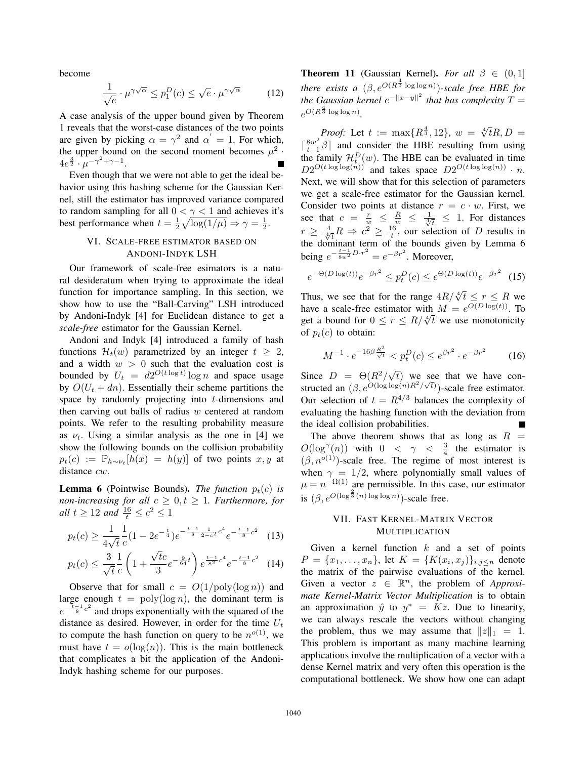become

$$\frac{1}{\sqrt{e}} \cdot \mu^{\gamma\sqrt{\alpha}} \leq p_1^D(c) \leq \sqrt{e} \cdot \mu^{\gamma\sqrt{\alpha}} \tag{12}$$

A case analysis of the upper bound given by Theorem 1 reveals that the worst-case distances of the two points are given by picking $\alpha = \gamma^2$ and $\alpha' = 1$. For which, the upper bound on the second moment becomes $\mu^2 \cdot 4e^{\frac{3}{2}} \cdot \mu^{-\gamma^2+\gamma-1}$. ∎

Even though that we were not able to get the ideal behavior using this hashing scheme for the Gaussian Kernel, still the estimator has improved variance compared to random sampling for all $0 < \gamma < 1$ and achieves it's best performance when $t = \frac{1}{2}\sqrt{\log(1/\mu)} \Rightarrow \gamma = \frac{1}{2}$.

## VI. Scale-free estimator based on Andoni-Indyk LSH

Our framework of scale-free esimators is a natural desideratum when trying to approximate the ideal function for importance sampling. In this section, we show how to use the "Ball-Carving" LSH introduced by Andoni-Indyk [4] for Euclidean distance to get a *scale-free* estimator for the Gaussian Kernel.

Andoni and Indyk [4] introduced a family of hash functions $\mathcal{H}_t(w)$ parametrized by an integer $t \geq 2$, and a width $w > 0$ such that the evaluation cost is bounded by $U_t = d2^{O(t\log t)}\log n$ and space usage by $O(U_t + dn)$. Essentially their scheme partitions the space by randomly projecting into $t$-dimensions and then carving out balls of radius $w$ centered at random points. We refer to the resulting probability measure as $\nu_t$. Using a similar analysis as the one in [4] we show the following bounds on the collision probability $p_t(c) := \mathbb{P}_{h\sim\nu_t}[h(x) = h(y)]$ of two points $x, y$ at distance $cw$.

**Lemma 6** (Pointwise Bounds). *The function $p_t(c)$ is non-increasing for all $c \geq 0, t \geq 1$. Furthermore, for all $t \geq 12$ and $\frac{16}{t} \leq c^2 \leq 1$*

$$p_t(c) \geq \frac{1}{4\sqrt{t}}\frac{1}{c}(1 - 2e^{-\frac{t}{4}})e^{-\frac{t-1}{8}\frac{1}{2-c^2}c^4}e^{-\frac{t-1}{8}c^2} \tag{13}$$

$$p_t(c) \leq \frac{3}{\sqrt{t}}\frac{1}{c}\left(1 + \frac{\sqrt{t}c}{3}e^{-\frac{9}{64}t}\right)e^{\frac{t-1}{8^2}c^4}e^{-\frac{t-1}{8}c^2} \tag{14}$$

Observe that for small $c = O(1/\text{poly}(\log n))$ and large enough $t = \text{poly}(\log n)$, the dominant term is $e^{-\frac{t-1}{8}c^2}$ and drops exponentially with the squared of the distance as desired. However, in order for the time $U_t$ to compute the hash function on query to be $n^{o(1)}$, we must have $t = o(\log(n))$. This is the main bottleneck that complicates a bit the application of the Andoni-Indyk hashing scheme for our purposes.

**Theorem 11** (Gaussian Kernel). *For all $\beta \in (0, 1]$ there exists a $(\beta, e^{O(R^{\frac{4}{3}}\log\log n)})$-scale free HBE for the Gaussian kernel $e^{-\|x-y\|^2}$ that has complexity $T = e^{O(R^{\frac{4}{3}}\log\log n)}$.*

*Proof:* Let $t := \max\{R^{\frac{4}{3}}, 12\}$, $w = \sqrt[4]{t}R, D = \lceil\frac{8w^2}{t-1}\beta\rceil$ and consider the HBE resulting from using the family $\mathcal{H}_t^D(w)$. The HBE can be evaluated in time $D2^{O(t\log\log(n))}$ and takes space $D2^{O(t\log\log(n))} \cdot n$. Next, we will show that for this selection of parameters we get a scale-free estimator for the Gaussian kernel. Consider two points at distance $r = c \cdot w$. First, we see that $c = \frac{r}{w} \leq \frac{R}{w} \leq \frac{1}{\sqrt[4]{t}} \leq 1$. For distances $r \geq \frac{4}{\sqrt[4]{t}}R \Rightarrow c^2 \geq \frac{16}{t}$, our selection of $D$ results in the dominant term of the bounds given by Lemma 6 being $e^{-\frac{t-1}{8w^2}D\cdot r^2} = e^{-\beta r^2}$. Moreover,

$$e^{-\Theta(D\log(t))}e^{-\beta r^2} \leq p_t^D(c) \leq e^{\Theta(D\log(t))}e^{-\beta r^2} \tag{15}$$

Thus, we see that for the range $4R/\sqrt[4]{t} \leq r \leq R$ we have a scale-free estimator with $M = e^{O(D\log(t))}$. To get a bound for $0 \leq r \leq R/\sqrt[4]{t}$ we use monotonicity of $p_t(c)$ to obtain:

$$M^{-1} \cdot e^{-16\beta\frac{R^2}{\sqrt{t}}} < p_t^D(c) \leq e^{\beta r^2} \cdot e^{-\beta r^2} \tag{16}$$

Since $D = \Theta(R^2/\sqrt{t})$ we see that we have constructed an $(\beta, e^{O(\log\log(n)R^2/\sqrt{t})})$-scale free estimator. Our selection of $t = R^{4/3}$ balances the complexity of evaluating the hashing function with the deviation from the ideal collision probabilities. ∎

The above theorem shows that as long as $R = O(\log^{\gamma}(n))$ with $0 < \gamma < \frac{3}{4}$ the estimator is $(\beta, n^{o(1)})$-scale free. The regime of most interest is when $\gamma = 1/2$, where polynomially small values of $\mu = n^{-\Omega(1)}$ are permissible. In this case, our estimator is $(\beta, e^{O(\log^{\frac{2}{3}}(n)\log\log n)})$-scale free.

## VII. Fast Kernel-Matrix Vector Multiplication

Given a kernel function $k$ and a set of points $P = \{x_1, \ldots, x_n\}$, let $K = \{K(x_i, x_j)\}_{i,j\leq n}$ denote the matrix of the pairwise evaluations of the kernel. Given a vector $z \in \mathbb{R}^n$, the problem of *Approximate Kernel-Matrix Vector Multiplication* is to obtain an approximation $\hat{y}$ to $y^* = Kz$. Due to linearity, we can always rescale the vectors without changing the problem, thus we may assume that $\|z\|_1 = 1$. This problem is important as many machine learning applications involve the multiplication of a vector with a dense Kernel matrix and very often this operation is the computational bottleneck. We show how one can adapt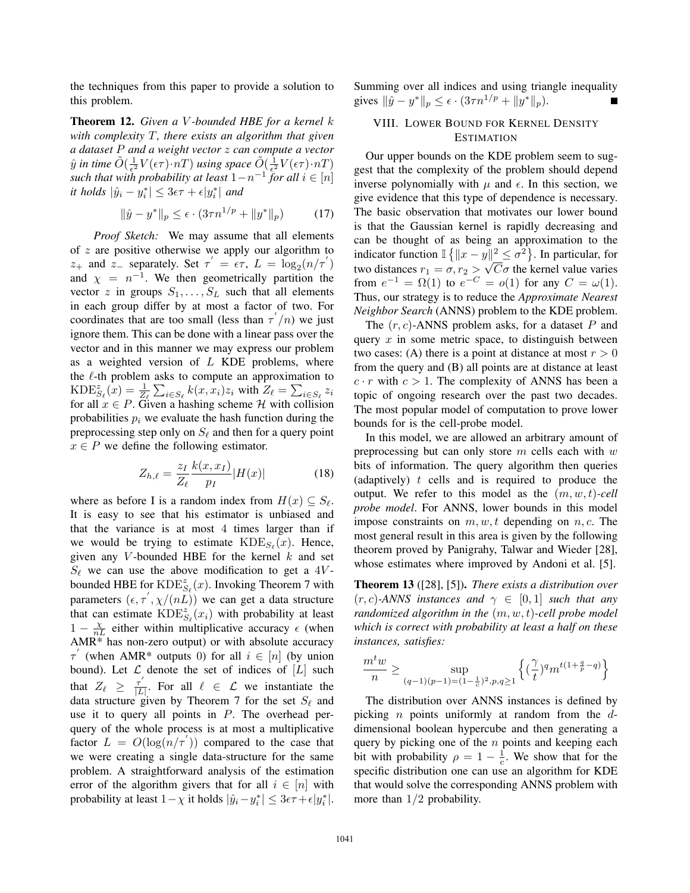the techniques from this paper to provide a solution to this problem.

**Theorem 12.** *Given a $V$-bounded HBE for a kernel $k$ with complexity $T$, there exists an algorithm that given a dataset $P$ and a weight vector $z$ can compute a vector $\hat{y}$ in time $\tilde{O}(\frac{1}{\epsilon^2}V(\epsilon\tau)\cdot nT)$ using space $\tilde{O}(\frac{1}{\epsilon^2}V(\epsilon\tau)\cdot nT)$ such that with probability at least $1-n^{-1}$ for all $i \in [n]$ it holds $|\hat{y}_i - y_i^*| \leq 3\epsilon\tau + \epsilon|y_i^*|$ and*

$$\|\hat{y} - y^*\|_p \leq \epsilon \cdot (3\tau n^{1/p} + \|y^*\|_p) \tag{17}$$

*Proof Sketch:* We may assume that all elements of $z$ are positive otherwise we apply our algorithm to $z_+$ and $z_-$ separately. Set $\tau^{'} = \epsilon\tau$, $L = \log_2(n/\tau^{'})$ and $\chi = n^{-1}$. We then geometrically partition the vector $z$ in groups $S_1, \ldots, S_L$ such that all elements in each group differ by at most a factor of two. For coordinates that are too small (less than $\tau^{'}/n$) we just ignore them. This can be done with a linear pass over the vector and in this manner we may express our problem as a weighted version of $L$ KDE problems, where the $\ell$-th problem asks to compute an approximation to $\mathrm{KDE}^z_{S_\ell}(x) = \frac{1}{Z_\ell}\sum_{i\in S_\ell} k(x, x_i)z_i$ with $Z_\ell = \sum_{i\in S_\ell} z_i$ for all $x \in P$. Given a hashing scheme $\mathcal{H}$ with collision probabilities $p_i$ we evaluate the hash function during the preprocessing step only on $S_\ell$ and then for a query point $x \in P$ we define the following estimator.

$$Z_{h,\ell} = \frac{z_I}{Z_\ell}\frac{k(x, x_I)}{p_I}|H(x)| \tag{18}$$

where as before I is a random index from $H(x) \subseteq S_\ell$. It is easy to see that his estimator is unbiased and that the variance is at most 4 times larger than if we would be trying to estimate $\mathrm{KDE}_{S_\ell}(x)$. Hence, given any $V$-bounded HBE for the kernel $k$ and set $S_\ell$ we can use the above modification to get a $4V$-bounded HBE for $\mathrm{KDE}^z_{S_\ell}(x)$. Invoking Theorem 7 with parameters $(\epsilon, \tau^{'}, \chi/(nL))$ we can get a data structure that can estimate $\mathrm{KDE}^z_{S_\ell}(x_i)$ with probability at least $1 - \frac{\chi}{nL}$ either within multiplicative accuracy $\epsilon$ (when AMR* has non-zero output) or with absolute accuracy $\tau^{'}$ (when AMR* outputs 0) for all $i \in [n]$ (by union bound). Let $\mathcal{L}$ denote the set of indices of $[L]$ such that $Z_\ell \geq \frac{\tau^{'}}{|L|}$. For all $\ell \in \mathcal{L}$ we instantiate the data structure given by Theorem 7 for the set $S_\ell$ and use it to query all points in $P$. The overhead per-query of the whole process is at most a multiplicative factor $L = O(\log(n/\tau^{'}))$ compared to the case that we were creating a single data-structure for the same problem. A straightforward analysis of the estimation error of the algorithm givers that for all $i \in [n]$ with probability at least $1-\chi$ it holds $|\hat{y}_i - y_i^*| \leq 3\epsilon\tau + \epsilon|y_i^*|$. Summing over all indices and using triangle inequality gives $\|\hat{y} - y^*\|_p \leq \epsilon \cdot (3\tau n^{1/p} + \|y^*\|_p)$. ■

## VIII. Lower Bound for Kernel Density Estimation

Our upper bounds on the KDE problem seem to suggest that the complexity of the problem should depend inverse polynomially with $\mu$ and $\epsilon$. In this section, we give evidence that this type of dependence is necessary. The basic observation that motivates our lower bound is that the Gaussian kernel is rapidly decreasing and can be thought of as being an approximation to the indicator function $\mathbb{I}\left\{\|x-y\|^2 \leq \sigma^2\right\}$. In particular, for two distances $r_1 = \sigma, r_2 > \sqrt{C}\sigma$ the kernel value varies from $e^{-1} = \Omega(1)$ to $e^{-C} = o(1)$ for any $C = \omega(1)$. Thus, our strategy is to reduce the *Approximate Nearest Neighbor Search* (ANNS) problem to the KDE problem.

The $(r, c)$-ANNS problem asks, for a dataset $P$ and query $x$ in some metric space, to distinguish between two cases: (A) there is a point at distance at most $r > 0$ from the query and (B) all points are at distance at least $c \cdot r$ with $c > 1$. The complexity of ANNS has been a topic of ongoing research over the past two decades. The most popular model of computation to prove lower bounds for is the cell-probe model.

In this model, we are allowed an arbitrary amount of preprocessing but can only store $m$ cells each with $w$ bits of information. The query algorithm then queries (adaptively) $t$ cells and is required to produce the output. We refer to this model as the *$(m, w, t)$-cell probe model*. For ANNS, lower bounds in this model impose constraints on $m, w, t$ depending on $n, c$. The most general result in this area is given by the following theorem proved by Panigrahy, Talwar and Wieder [28], whose estimates where improved by Andoni et al. [5].

**Theorem 13** ([28], [5])**.** *There exists a distribution over $(r, c)$-ANNS instances and $\gamma \in [0, 1]$ such that any randomized algorithm in the $(m, w, t)$-cell probe model which is correct with probability at least a half on these instances, satisfies:*

$$\frac{m^t w}{n} \geq \sup_{(q-1)(p-1)=(1-\frac{1}{c})^2, p,q\geq 1} \left\{(\frac{\gamma}{t})^q m^{t(1+\frac{q}{p}-q)}\right\}$$

The distribution over ANNS instances is defined by picking $n$ points uniformly at random from the $d$-dimensional boolean hypercube and then generating a query by picking one of the $n$ points and keeping each bit with probability $\rho = 1 - \frac{1}{c}$. We show that for the specific distribution one can use an algorithm for KDE that would solve the corresponding ANNS problem with more than $1/2$ probability.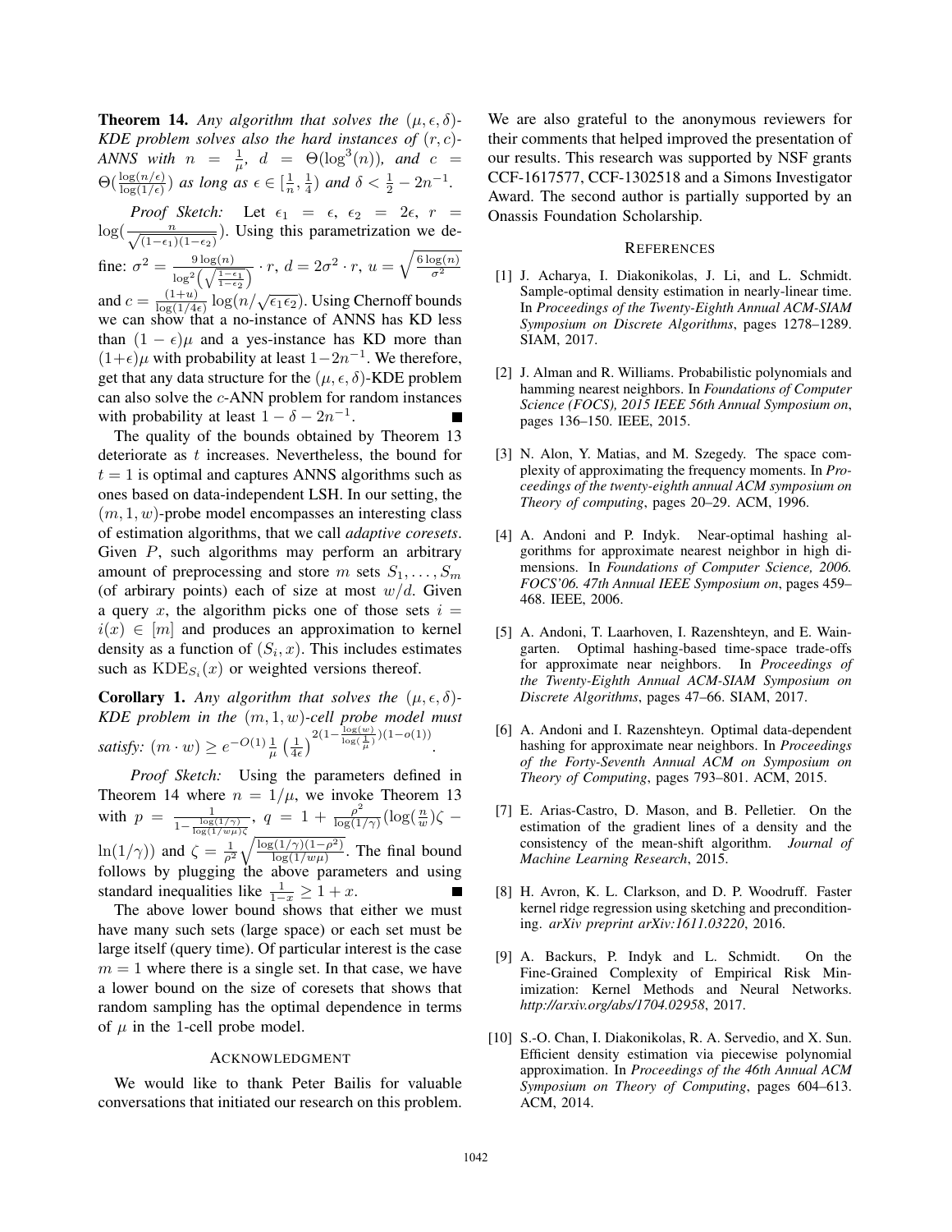**Theorem 14.** *Any algorithm that solves the $(\mu, \epsilon, \delta)$-KDE problem solves also the hard instances of $(r, c)$-ANNS with $n = \frac{1}{\mu}$, $d = \Theta(\log^3(n))$, and $c = \Theta(\frac{\log(n/\epsilon)}{\log(1/\epsilon)})$ as long as $\epsilon \in [\frac{1}{n}, \frac{1}{4})$ and $\delta < \frac{1}{2} - 2n^{-1}$.*

*Proof Sketch:* Let $\epsilon_1 = \epsilon$, $\epsilon_2 = 2\epsilon$, $r = \log(\frac{n}{\sqrt{(1-\epsilon_1)(1-\epsilon_2)}})$. Using this parametrization we define: $\sigma^2 = \frac{9\log(n)}{\log^2\left(\sqrt{\frac{1-\epsilon_1}{1-\epsilon_2}}\right)} \cdot r$, $d = 2\sigma^2 \cdot r$, $u = \sqrt{\frac{6\log(n)}{\sigma^2}}$ and $c = \frac{(1+u)}{\log(1/4\epsilon)} \log(n/\sqrt{\epsilon_1 \epsilon_2})$. Using Chernoff bounds we can show that a no-instance of ANNS has KD less than $(1-\epsilon)\mu$ and a yes-instance has KD more than $(1+\epsilon)\mu$ with probability at least $1 - 2n^{-1}$. We therefore, get that any data structure for the $(\mu, \epsilon, \delta)$-KDE problem can also solve the $c$-ANN problem for random instances with probability at least $1 - \delta - 2n^{-1}$. ■

The quality of the bounds obtained by Theorem 13 deteriorate as $t$ increases. Nevertheless, the bound for $t = 1$ is optimal and captures ANNS algorithms such as ones based on data-independent LSH. In our setting, the $(m, 1, w)$-probe model encompasses an interesting class of estimation algorithms, that we call *adaptive coresets*. Given $P$, such algorithms may perform an arbitrary amount of preprocessing and store $m$ sets $S_1, \ldots, S_m$ (of arbitrary points) each of size at most $w/d$. Given a query $x$, the algorithm picks one of those sets $i = i(x) \in [m]$ and produces an approximation to kernel density as a function of $(S_i, x)$. This includes estimates such as $\mathrm{KDE}_{S_i}(x)$ or weighted versions thereof.

**Corollary 1.** *Any algorithm that solves the $(\mu, \epsilon, \delta)$-KDE problem in the $(m, 1, w)$-cell probe model must satisfy: $(m \cdot w) \geq e^{-O(1)} \frac{1}{\mu} \left(\frac{1}{4\epsilon}\right)^{2(1 - \frac{\log(w)}{\log(\frac{1}{\mu})})(1 - o(1))}$.*

*Proof Sketch:* Using the parameters defined in Theorem 14 where $n = 1/\mu$, we invoke Theorem 13 with $p = \frac{1}{1 - \frac{\log(1/\gamma)}{\log(1/w\mu)\zeta}}$, $q = 1 + \frac{\rho^2}{\log(1/\gamma)}(\log(\frac{n}{w})\zeta - \ln(1/\gamma))$ and $\zeta = \frac{1}{\rho^2}\sqrt{\frac{\log(1/\gamma)(1-\rho^2)}{\log(1/w\mu)}}$. The final bound follows by plugging the above parameters and using standard inequalities like $\frac{1}{1-x} \geq 1 + x$. ■

The above lower bound shows that either we must have many such sets (large space) or each set must be large itself (query time). Of particular interest is the case $m = 1$ where there is a single set. In that case, we have a lower bound on the size of coresets that shows that random sampling has the optimal dependence in terms of $\mu$ in the 1-cell probe model.

## Acknowledgment

We would like to thank Peter Bailis for valuable conversations that initiated our research on this problem. We are also grateful to the anonymous reviewers for their comments that helped improved the presentation of our results. This research was supported by NSF grants CCF-1617577, CCF-1302518 and a Simons Investigator Award. The second author is partially supported by an Onassis Foundation Scholarship.

## References

[1] J. Acharya, I. Diakonikolas, J. Li, and L. Schmidt. Sample-optimal density estimation in nearly-linear time. In *Proceedings of the Twenty-Eighth Annual ACM-SIAM Symposium on Discrete Algorithms*, pages 1278–1289. SIAM, 2017.

[2] J. Alman and R. Williams. Probabilistic polynomials and hamming nearest neighbors. In *Foundations of Computer Science (FOCS), 2015 IEEE 56th Annual Symposium on*, pages 136–150. IEEE, 2015.

[3] N. Alon, Y. Matias, and M. Szegedy. The space complexity of approximating the frequency moments. In *Proceedings of the twenty-eighth annual ACM symposium on Theory of computing*, pages 20–29. ACM, 1996.

[4] A. Andoni and P. Indyk. Near-optimal hashing algorithms for approximate nearest neighbor in high dimensions. In *Foundations of Computer Science, 2006. FOCS'06. 47th Annual IEEE Symposium on*, pages 459–468. IEEE, 2006.

[5] A. Andoni, T. Laarhoven, I. Razenshteyn, and E. Waingarten. Optimal hashing-based time-space trade-offs for approximate near neighbors. In *Proceedings of the Twenty-Eighth Annual ACM-SIAM Symposium on Discrete Algorithms*, pages 47–66. SIAM, 2017.

[6] A. Andoni and I. Razenshteyn. Optimal data-dependent hashing for approximate near neighbors. In *Proceedings of the Forty-Seventh Annual ACM on Symposium on Theory of Computing*, pages 793–801. ACM, 2015.

[7] E. Arias-Castro, D. Mason, and B. Pelletier. On the estimation of the gradient lines of a density and the consistency of the mean-shift algorithm. *Journal of Machine Learning Research*, 2015.

[8] H. Avron, K. L. Clarkson, and D. P. Woodruff. Faster kernel ridge regression using sketching and preconditioning. *arXiv preprint arXiv:1611.03220*, 2016.

[9] A. Backurs, P. Indyk and L. Schmidt. On the Fine-Grained Complexity of Empirical Risk Minimization: Kernel Methods and Neural Networks. *http://arxiv.org/abs/1704.02958*, 2017.

[10] S.-O. Chan, I. Diakonikolas, R. A. Servedio, and X. Sun. Efficient density estimation via piecewise polynomial approximation. In *Proceedings of the 46th Annual ACM Symposium on Theory of Computing*, pages 604–613. ACM, 2014.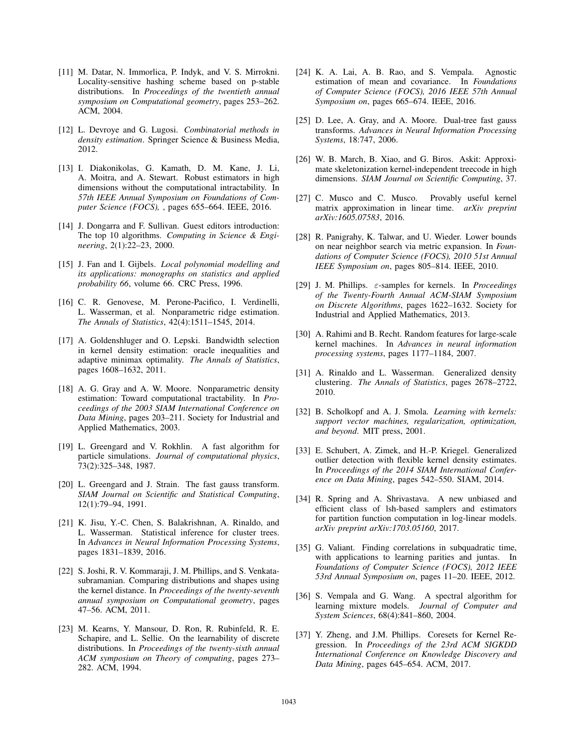[11] M. Datar, N. Immorlica, P. Indyk, and V. S. Mirrokni. Locality-sensitive hashing scheme based on p-stable distributions. In *Proceedings of the twentieth annual symposium on Computational geometry*, pages 253–262. ACM, 2004.

[12] L. Devroye and G. Lugosi. *Combinatorial methods in density estimation*. Springer Science & Business Media, 2012.

[13] I. Diakonikolas, G. Kamath, D. M. Kane, J. Li, A. Moitra, and A. Stewart. Robust estimators in high dimensions without the computational intractability. In *57th IEEE Annual Symposium on Foundations of Computer Science (FOCS),* , pages 655–664. IEEE, 2016.

[14] J. Dongarra and F. Sullivan. Guest editors introduction: The top 10 algorithms. *Computing in Science & Engineering*, 2(1):22–23, 2000.

[15] J. Fan and I. Gijbels. *Local polynomial modelling and its applications: monographs on statistics and applied probability 66*, volume 66. CRC Press, 1996.

[16] C. R. Genovese, M. Perone-Pacifico, I. Verdinelli, L. Wasserman, et al. Nonparametric ridge estimation. *The Annals of Statistics*, 42(4):1511–1545, 2014.

[17] A. Goldenshluger and O. Lepski. Bandwidth selection in kernel density estimation: oracle inequalities and adaptive minimax optimality. *The Annals of Statistics*, pages 1608–1632, 2011.

[18] A. G. Gray and A. W. Moore. Nonparametric density estimation: Toward computational tractability. In *Proceedings of the 2003 SIAM International Conference on Data Mining*, pages 203–211. Society for Industrial and Applied Mathematics, 2003.

[19] L. Greengard and V. Rokhlin. A fast algorithm for particle simulations. *Journal of computational physics*, 73(2):325–348, 1987.

[20] L. Greengard and J. Strain. The fast gauss transform. *SIAM Journal on Scientific and Statistical Computing*, 12(1):79–94, 1991.

[21] K. Jisu, Y.-C. Chen, S. Balakrishnan, A. Rinaldo, and L. Wasserman. Statistical inference for cluster trees. In *Advances in Neural Information Processing Systems*, pages 1831–1839, 2016.

[22] S. Joshi, R. V. Kommaraji, J. M. Phillips, and S. Venkatasubramanian. Comparing distributions and shapes using the kernel distance. In *Proceedings of the twenty-seventh annual symposium on Computational geometry*, pages 47–56. ACM, 2011.

[23] M. Kearns, Y. Mansour, D. Ron, R. Rubinfeld, R. E. Schapire, and L. Sellie. On the learnability of discrete distributions. In *Proceedings of the twenty-sixth annual ACM symposium on Theory of computing*, pages 273–282. ACM, 1994.

[24] K. A. Lai, A. B. Rao, and S. Vempala. Agnostic estimation of mean and covariance. In *Foundations of Computer Science (FOCS), 2016 IEEE 57th Annual Symposium on*, pages 665–674. IEEE, 2016.

[25] D. Lee, A. Gray, and A. Moore. Dual-tree fast gauss transforms. *Advances in Neural Information Processing Systems*, 18:747, 2006.

[26] W. B. March, B. Xiao, and G. Biros. Askit: Approximate skeletonization kernel-independent treecode in high dimensions. *SIAM Journal on Scientific Computing*, 37.

[27] C. Musco and C. Musco. Provably useful kernel matrix approximation in linear time. *arXiv preprint arXiv:1605.07583*, 2016.

[28] R. Panigrahy, K. Talwar, and U. Wieder. Lower bounds on near neighbor search via metric expansion. In *Foundations of Computer Science (FOCS), 2010 51st Annual IEEE Symposium on*, pages 805–814. IEEE, 2010.

[29] J. M. Phillips. $\varepsilon$-samples for kernels. In *Proceedings of the Twenty-Fourth Annual ACM-SIAM Symposium on Discrete Algorithms*, pages 1622–1632. Society for Industrial and Applied Mathematics, 2013.

[30] A. Rahimi and B. Recht. Random features for large-scale kernel machines. In *Advances in neural information processing systems*, pages 1177–1184, 2007.

[31] A. Rinaldo and L. Wasserman. Generalized density clustering. *The Annals of Statistics*, pages 2678–2722, 2010.

[32] B. Scholkopf and A. J. Smola. *Learning with kernels: support vector machines, regularization, optimization, and beyond*. MIT press, 2001.

[33] E. Schubert, A. Zimek, and H.-P. Kriegel. Generalized outlier detection with flexible kernel density estimates. In *Proceedings of the 2014 SIAM International Conference on Data Mining*, pages 542–550. SIAM, 2014.

[34] R. Spring and A. Shrivastava. A new unbiased and efficient class of lsh-based samplers and estimators for partition function computation in log-linear models. *arXiv preprint arXiv:1703.05160*, 2017.

[35] G. Valiant. Finding correlations in subquadratic time, with applications to learning parities and juntas. In *Foundations of Computer Science (FOCS), 2012 IEEE 53rd Annual Symposium on*, pages 11–20. IEEE, 2012.

[36] S. Vempala and G. Wang. A spectral algorithm for learning mixture models. *Journal of Computer and System Sciences*, 68(4):841–860, 2004.

[37] Y. Zheng, and J.M. Phillips. Coresets for Kernel Regression. In *Proceedings of the 23rd ACM SIGKDD International Conference on Knowledge Discovery and Data Mining*, pages 645–654. ACM, 2017.